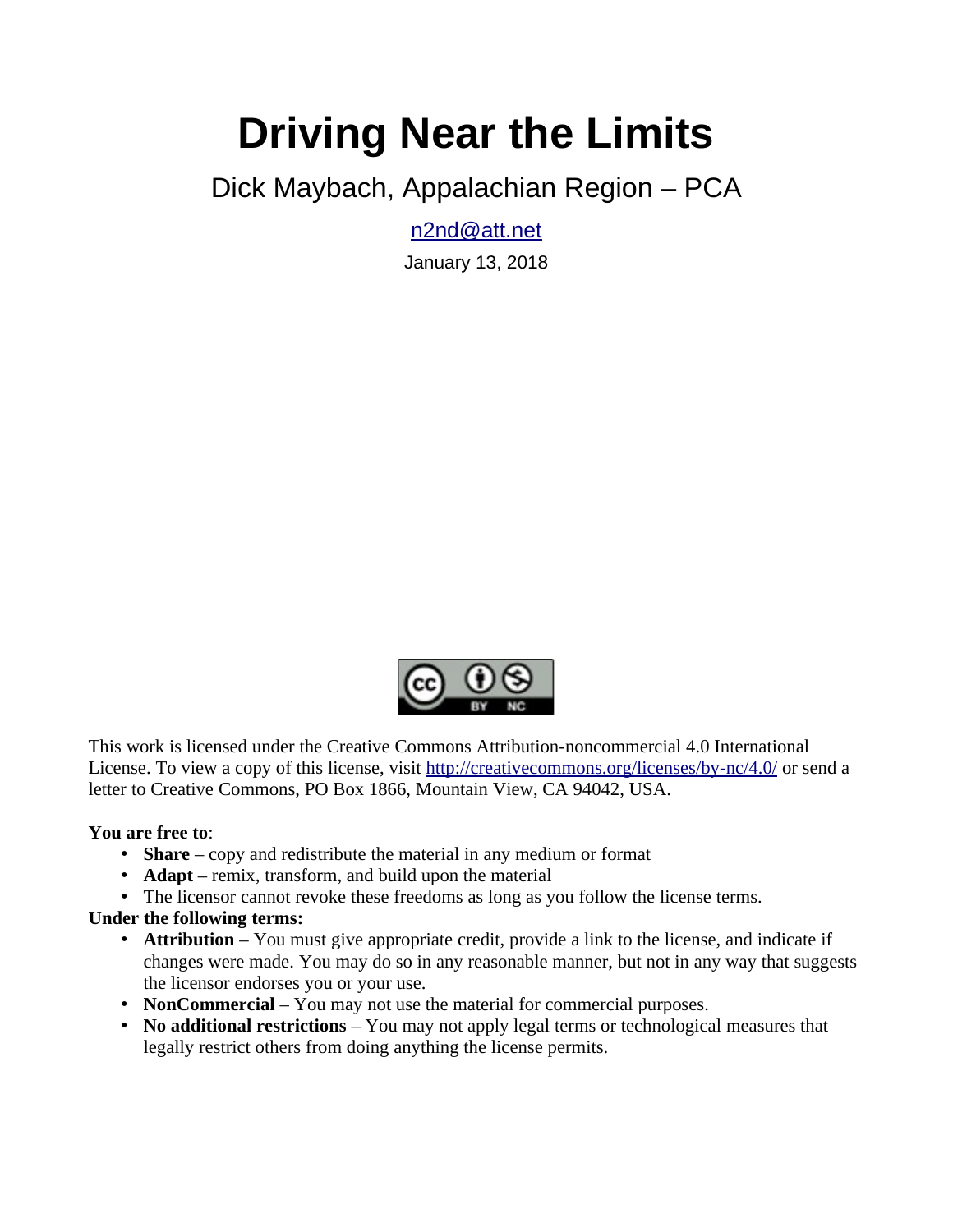# Driving Near the Limits

Dick Maybach, Appalachian Region – PCA

n2nd@att.net

January 13, 2018

This work is licensed under the Creative Commons Attribution-noncommercial 4.0 International License. To view a copy of this license, visit http://creativecommons.org/licenses/by-nc/4.0/ or send a letter to Creative Commons, PO Box 1866, Mountain View, CA 94042, USA.

**You are free to**:

- **Share** – copy and redistribute the material in any medium or format
- **Adapt** – remix, transform, and build upon the material
- The licensor cannot revoke these freedoms as long as you follow the license terms.

**Under the following terms:**

- **Attribution** – You must give appropriate credit, provide a link to the license, and indicate if changes were made. You may do so in any reasonable manner, but not in any way that suggests the licensor endorses you or your use.
- **NonCommercial** – You may not use the material for commercial purposes.
- **No additional restrictions** – You may not apply legal terms or technological measures that legally restrict others from doing anything the license permits.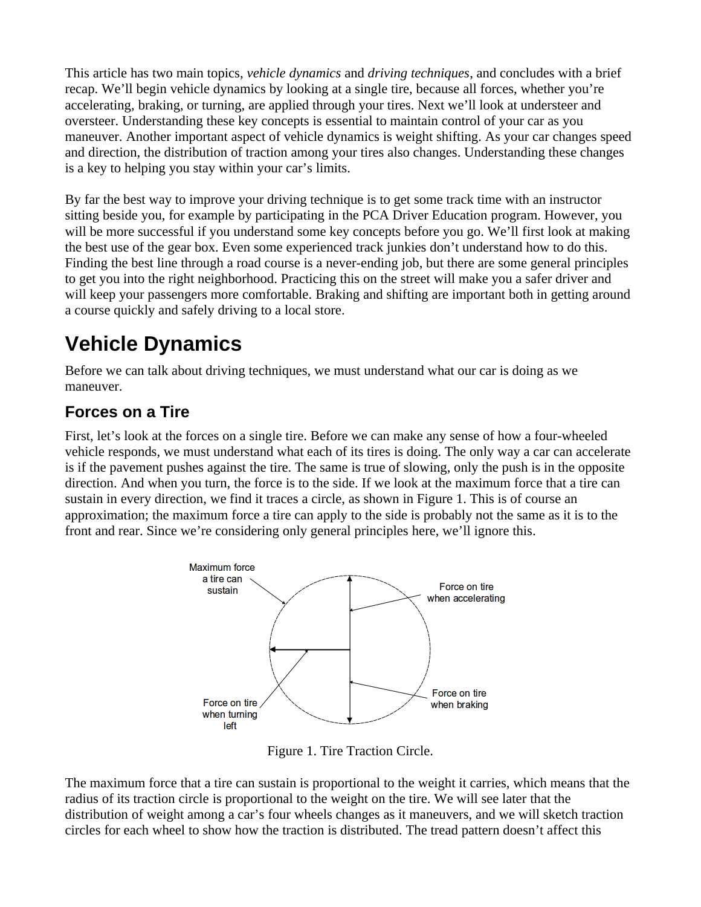This article has two main topics, *vehicle dynamics* and *driving techniques*, and concludes with a brief recap. We'll begin vehicle dynamics by looking at a single tire, because all forces, whether you're accelerating, braking, or turning, are applied through your tires. Next we'll look at understeer and oversteer. Understanding these key concepts is essential to maintain control of your car as you maneuver. Another important aspect of vehicle dynamics is weight shifting. As your car changes speed and direction, the distribution of traction among your tires also changes. Understanding these changes is a key to helping you stay within your car's limits.

By far the best way to improve your driving technique is to get some track time with an instructor sitting beside you, for example by participating in the PCA Driver Education program. However, you will be more successful if you understand some key concepts before you go. We'll first look at making the best use of the gear box. Even some experienced track junkies don't understand how to do this. Finding the best line through a road course is a never-ending job, but there are some general principles to get you into the right neighborhood. Practicing this on the street will make you a safer driver and will keep your passengers more comfortable. Braking and shifting are important both in getting around a course quickly and safely driving to a local store.

# Vehicle Dynamics

Before we can talk about driving techniques, we must understand what our car is doing as we maneuver.

## Forces on a Tire

First, let's look at the forces on a single tire. Before we can make any sense of how a four-wheeled vehicle responds, we must understand what each of its tires is doing. The only way a car can accelerate is if the pavement pushes against the tire. The same is true of slowing, only the push is in the opposite direction. And when you turn, the force is to the side. If we look at the maximum force that a tire can sustain in every direction, we find it traces a circle, as shown in Figure 1. This is of course an approximation; the maximum force a tire can apply to the side is probably not the same as it is to the front and rear. Since we're considering only general principles here, we'll ignore this.

Maximum force a tire can sustain

Force on tire when accelerating

Force on tire when braking

Force on tire when turning left

Figure 1. Tire Traction Circle.

The maximum force that a tire can sustain is proportional to the weight it carries, which means that the radius of its traction circle is proportional to the weight on the tire. We will see later that the distribution of weight among a car's four wheels changes as it maneuvers, and we will sketch traction circles for each wheel to show how the traction is distributed. The tread pattern doesn't affect this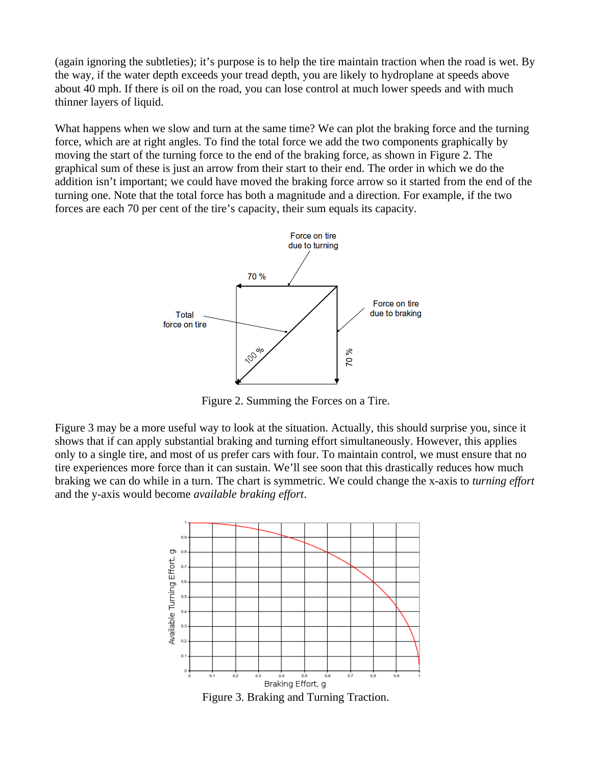(again ignoring the subtleties); it's purpose is to help the tire maintain traction when the road is wet. By the way, if the water depth exceeds your tread depth, you are likely to hydroplane at speeds above about 40 mph. If there is oil on the road, you can lose control at much lower speeds and with much thinner layers of liquid.

What happens when we slow and turn at the same time? We can plot the braking force and the turning force, which are at right angles. To find the total force we add the two components graphically by moving the start of the turning force to the end of the braking force, as shown in Figure 2. The graphical sum of these is just an arrow from their start to their end. The order in which we do the addition isn't important; we could have moved the braking force arrow so it started from the end of the turning one. Note that the total force has both a magnitude and a direction. For example, if the two forces are each 70 per cent of the tire's capacity, their sum equals its capacity.

Figure 2. Summing the Forces on a Tire.

Figure 3 may be a more useful way to look at the situation. Actually, this should surprise you, since it shows that if can apply substantial braking and turning effort simultaneously. However, this applies only to a single tire, and most of us prefer cars with four. To maintain control, we must ensure that no tire experiences more force than it can sustain. We'll see soon that this drastically reduces how much braking we can do while in a turn. The chart is symmetric. We could change the x-axis to *turning effort* and the y-axis would become *available braking effort*.

Figure 3. Braking and Turning Traction.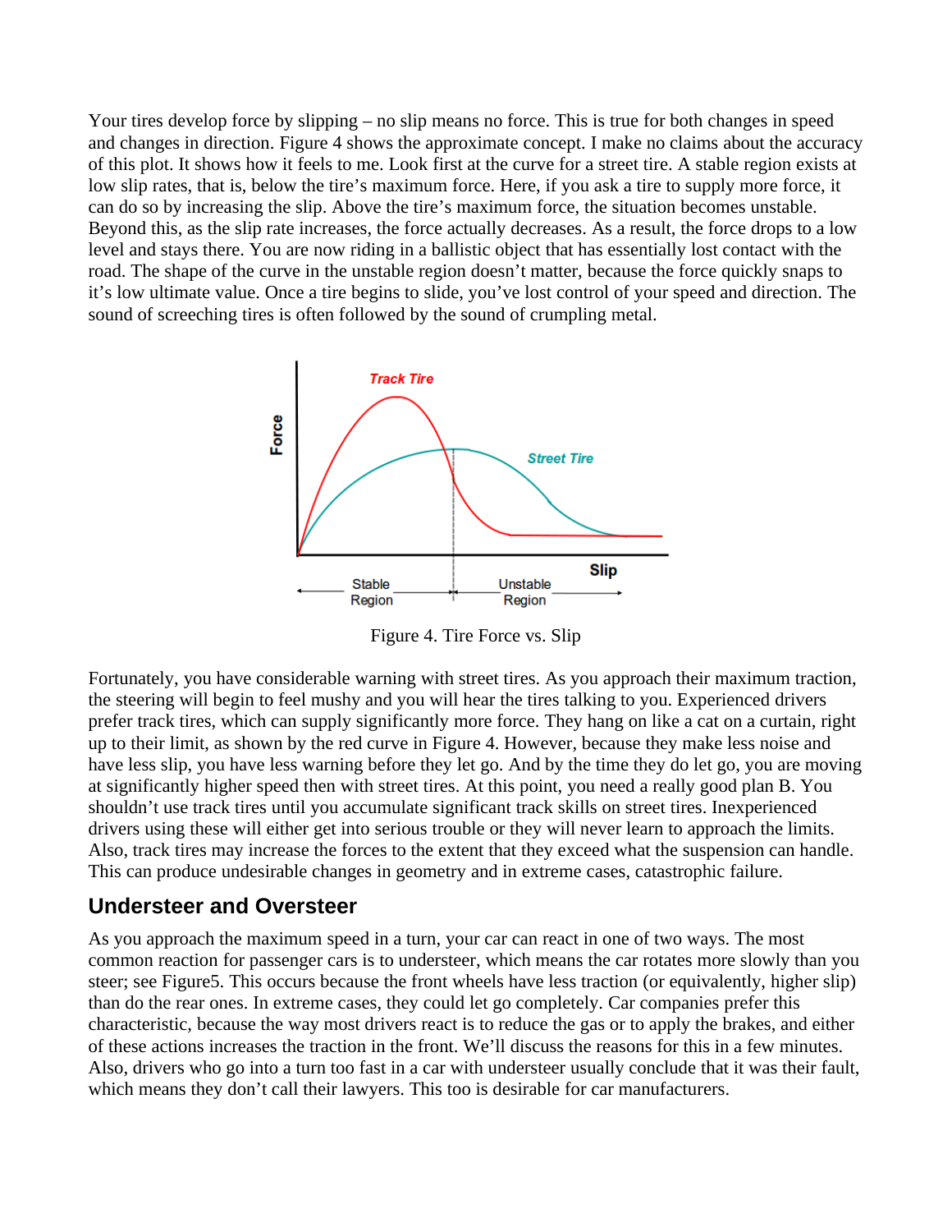Your tires develop force by slipping – no slip means no force. This is true for both changes in speed and changes in direction. Figure 4 shows the approximate concept. I make no claims about the accuracy of this plot. It shows how it feels to me. Look first at the curve for a street tire. A stable region exists at low slip rates, that is, below the tire's maximum force. Here, if you ask a tire to supply more force, it can do so by increasing the slip. Above the tire's maximum force, the situation becomes unstable. Beyond this, as the slip rate increases, the force actually decreases. As a result, the force drops to a low level and stays there. You are now riding in a ballistic object that has essentially lost contact with the road. The shape of the curve in the unstable region doesn't matter, because the force quickly snaps to it's low ultimate value. Once a tire begins to slide, you've lost control of your speed and direction. The sound of screeching tires is often followed by the sound of crumpling metal.

Figure 4. Tire Force vs. Slip

Fortunately, you have considerable warning with street tires. As you approach their maximum traction, the steering will begin to feel mushy and you will hear the tires talking to you. Experienced drivers prefer track tires, which can supply significantly more force. They hang on like a cat on a curtain, right up to their limit, as shown by the red curve in Figure 4. However, because they make less noise and have less slip, you have less warning before they let go. And by the time they do let go, you are moving at significantly higher speed then with street tires. At this point, you need a really good plan B. You shouldn't use track tires until you accumulate significant track skills on street tires. Inexperienced drivers using these will either get into serious trouble or they will never learn to approach the limits. Also, track tires may increase the forces to the extent that they exceed what the suspension can handle. This can produce undesirable changes in geometry and in extreme cases, catastrophic failure.

## Understeer and Oversteer

As you approach the maximum speed in a turn, your car can react in one of two ways. The most common reaction for passenger cars is to understeer, which means the car rotates more slowly than you steer; see Figure5. This occurs because the front wheels have less traction (or equivalently, higher slip) than do the rear ones. In extreme cases, they could let go completely. Car companies prefer this characteristic, because the way most drivers react is to reduce the gas or to apply the brakes, and either of these actions increases the traction in the front. We'll discuss the reasons for this in a few minutes. Also, drivers who go into a turn too fast in a car with understeer usually conclude that it was their fault, which means they don't call their lawyers. This too is desirable for car manufacturers.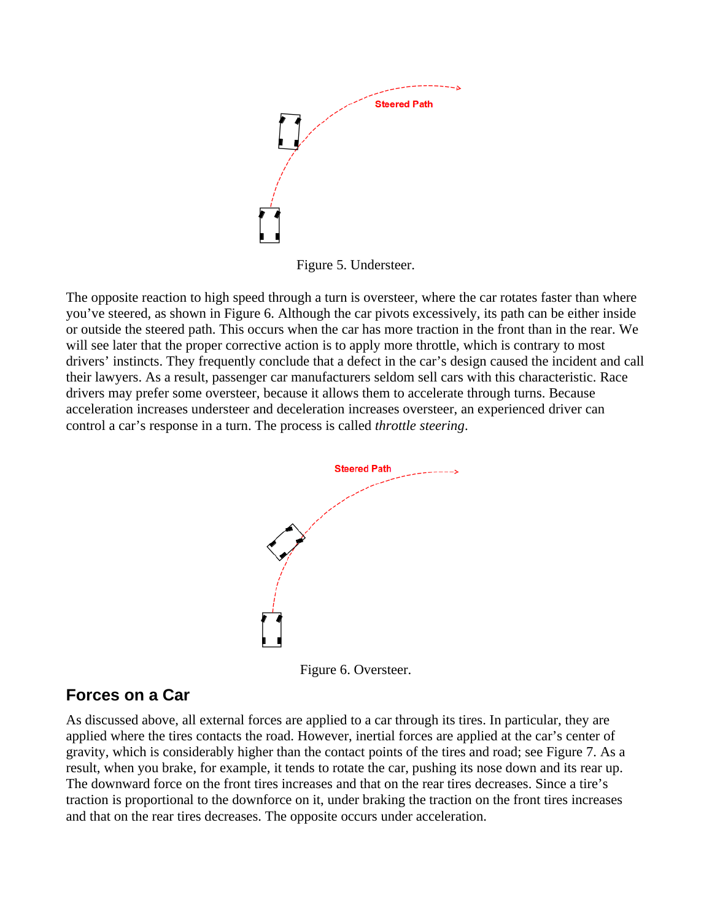Figure 5. Understeer.

The opposite reaction to high speed through a turn is oversteer, where the car rotates faster than where you've steered, as shown in Figure 6. Although the car pivots excessively, its path can be either inside or outside the steered path. This occurs when the car has more traction in the front than in the rear. We will see later that the proper corrective action is to apply more throttle, which is contrary to most drivers' instincts. They frequently conclude that a defect in the car's design caused the incident and call their lawyers. As a result, passenger car manufacturers seldom sell cars with this characteristic. Race drivers may prefer some oversteer, because it allows them to accelerate through turns. Because acceleration increases understeer and deceleration increases oversteer, an experienced driver can control a car's response in a turn. The process is called *throttle steering*.

Figure 6. Oversteer.

## Forces on a Car

As discussed above, all external forces are applied to a car through its tires. In particular, they are applied where the tires contacts the road. However, inertial forces are applied at the car's center of gravity, which is considerably higher than the contact points of the tires and road; see Figure 7. As a result, when you brake, for example, it tends to rotate the car, pushing its nose down and its rear up. The downward force on the front tires increases and that on the rear tires decreases. Since a tire's traction is proportional to the downforce on it, under braking the traction on the front tires increases and that on the rear tires decreases. The opposite occurs under acceleration.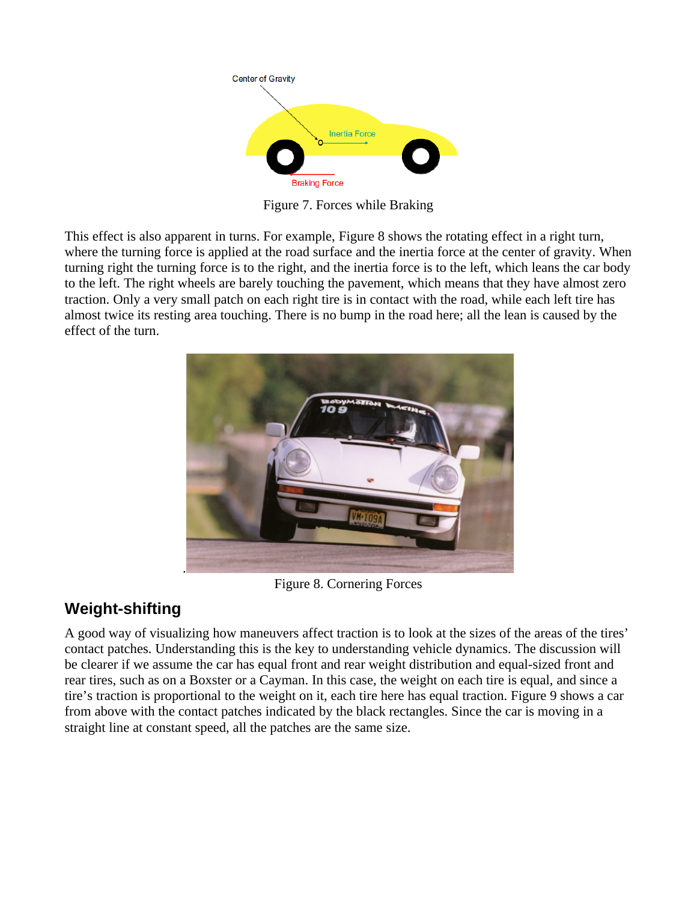Figure 7. Forces while Braking

This effect is also apparent in turns. For example, Figure 8 shows the rotating effect in a right turn, where the turning force is applied at the road surface and the inertia force at the center of gravity. When turning right the turning force is to the right, and the inertia force is to the left, which leans the car body to the left. The right wheels are barely touching the pavement, which means that they have almost zero traction. Only a very small patch on each right tire is in contact with the road, while each left tire has almost twice its resting area touching. There is no bump in the road here; all the lean is caused by the effect of the turn.

Figure 8. Cornering Forces

## Weight-shifting

A good way of visualizing how maneuvers affect traction is to look at the sizes of the areas of the tires' contact patches. Understanding this is the key to understanding vehicle dynamics. The discussion will be clearer if we assume the car has equal front and rear weight distribution and equal-sized front and rear tires, such as on a Boxster or a Cayman. In this case, the weight on each tire is equal, and since a tire's traction is proportional to the weight on it, each tire here has equal traction. Figure 9 shows a car from above with the contact patches indicated by the black rectangles. Since the car is moving in a straight line at constant speed, all the patches are the same size.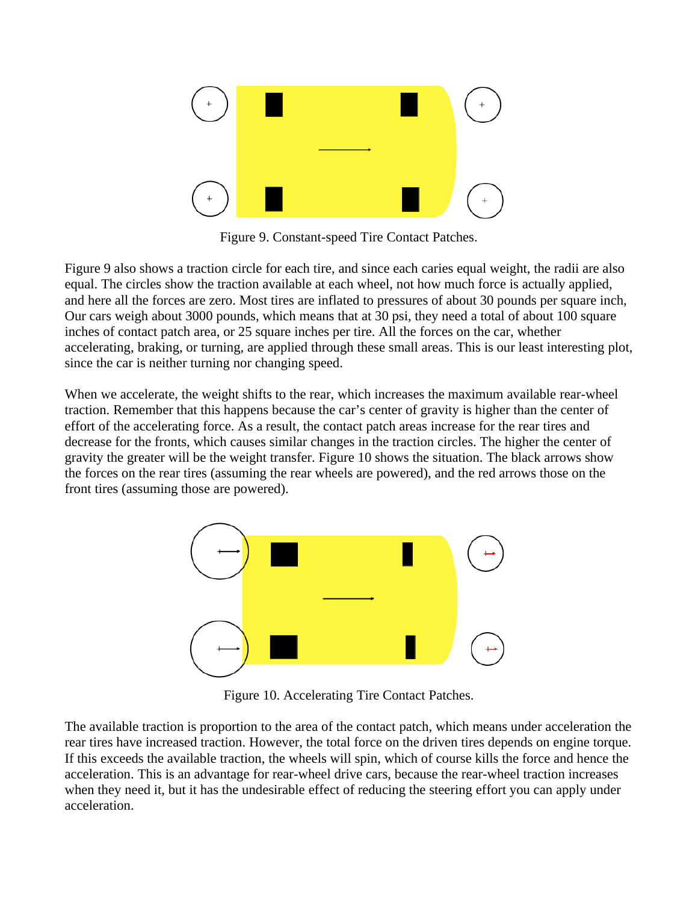Figure 9. Constant-speed Tire Contact Patches.

Figure 9 also shows a traction circle for each tire, and since each caries equal weight, the radii are also equal. The circles show the traction available at each wheel, not how much force is actually applied, and here all the forces are zero. Most tires are inflated to pressures of about 30 pounds per square inch, Our cars weigh about 3000 pounds, which means that at 30 psi, they need a total of about 100 square inches of contact patch area, or 25 square inches per tire. All the forces on the car, whether accelerating, braking, or turning, are applied through these small areas. This is our least interesting plot, since the car is neither turning nor changing speed.

When we accelerate, the weight shifts to the rear, which increases the maximum available rear-wheel traction. Remember that this happens because the car's center of gravity is higher than the center of effort of the accelerating force. As a result, the contact patch areas increase for the rear tires and decrease for the fronts, which causes similar changes in the traction circles. The higher the center of gravity the greater will be the weight transfer. Figure 10 shows the situation. The black arrows show the forces on the rear tires (assuming the rear wheels are powered), and the red arrows those on the front tires (assuming those are powered).

Figure 10. Accelerating Tire Contact Patches.

The available traction is proportion to the area of the contact patch, which means under acceleration the rear tires have increased traction. However, the total force on the driven tires depends on engine torque. If this exceeds the available traction, the wheels will spin, which of course kills the force and hence the acceleration. This is an advantage for rear-wheel drive cars, because the rear-wheel traction increases when they need it, but it has the undesirable effect of reducing the steering effort you can apply under acceleration.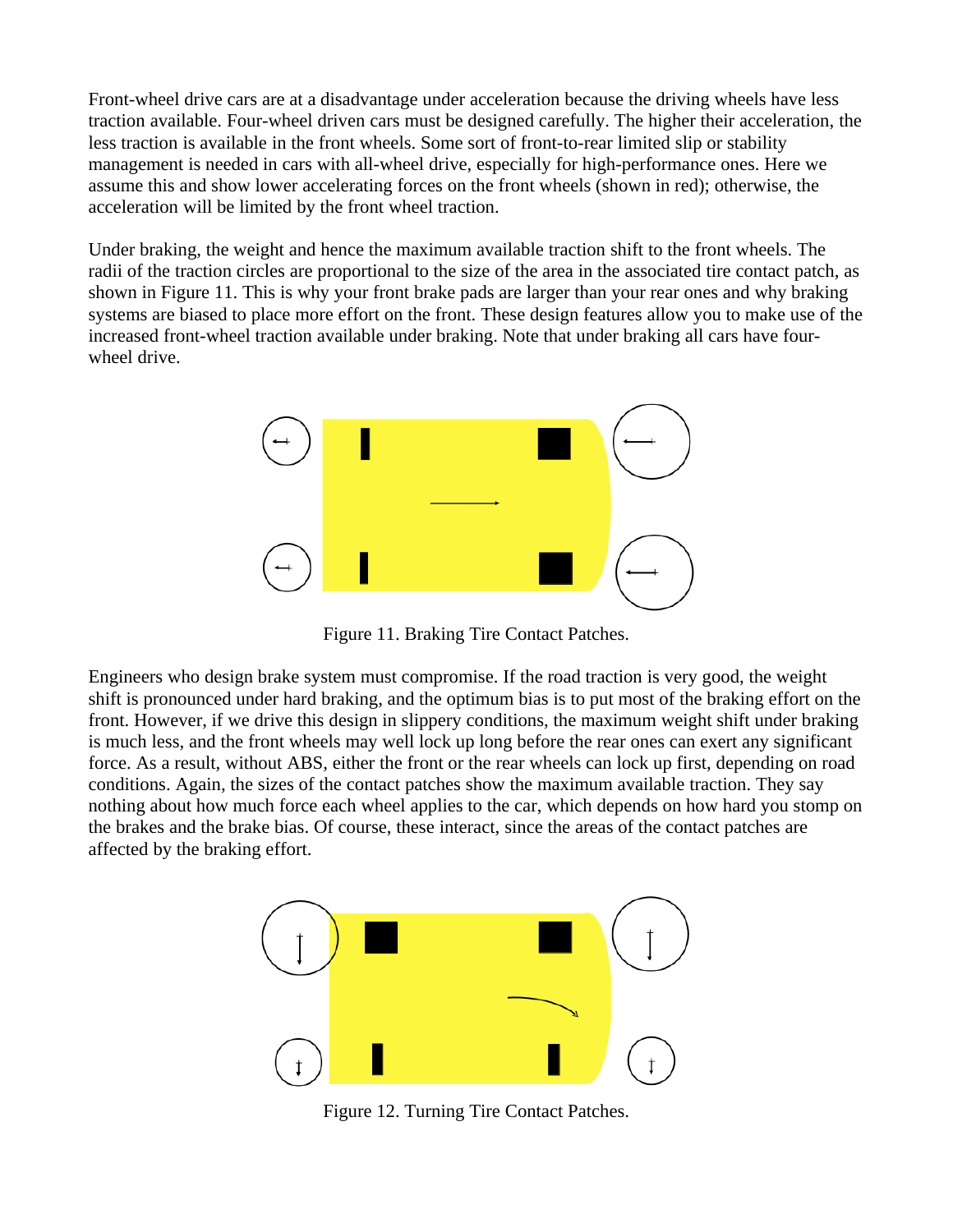Front-wheel drive cars are at a disadvantage under acceleration because the driving wheels have less traction available. Four-wheel driven cars must be designed carefully. The higher their acceleration, the less traction is available in the front wheels. Some sort of front-to-rear limited slip or stability management is needed in cars with all-wheel drive, especially for high-performance ones. Here we assume this and show lower accelerating forces on the front wheels (shown in red); otherwise, the acceleration will be limited by the front wheel traction.

Under braking, the weight and hence the maximum available traction shift to the front wheels. The radii of the traction circles are proportional to the size of the area in the associated tire contact patch, as shown in Figure 11. This is why your front brake pads are larger than your rear ones and why braking systems are biased to place more effort on the front. These design features allow you to make use of the increased front-wheel traction available under braking. Note that under braking all cars have four-wheel drive.

Figure 11. Braking Tire Contact Patches.

Engineers who design brake system must compromise. If the road traction is very good, the weight shift is pronounced under hard braking, and the optimum bias is to put most of the braking effort on the front. However, if we drive this design in slippery conditions, the maximum weight shift under braking is much less, and the front wheels may well lock up long before the rear ones can exert any significant force. As a result, without ABS, either the front or the rear wheels can lock up first, depending on road conditions. Again, the sizes of the contact patches show the maximum available traction. They say nothing about how much force each wheel applies to the car, which depends on how hard you stomp on the brakes and the brake bias. Of course, these interact, since the areas of the contact patches are affected by the braking effort.

Figure 12. Turning Tire Contact Patches.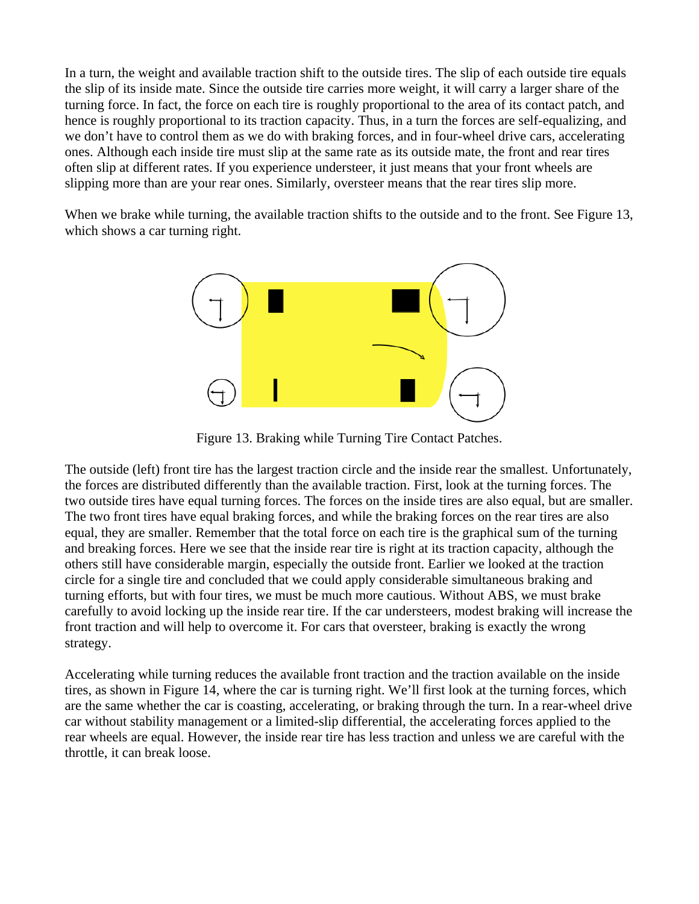In a turn, the weight and available traction shift to the outside tires. The slip of each outside tire equals the slip of its inside mate. Since the outside tire carries more weight, it will carry a larger share of the turning force. In fact, the force on each tire is roughly proportional to the area of its contact patch, and hence is roughly proportional to its traction capacity. Thus, in a turn the forces are self-equalizing, and we don't have to control them as we do with braking forces, and in four-wheel drive cars, accelerating ones. Although each inside tire must slip at the same rate as its outside mate, the front and rear tires often slip at different rates. If you experience understeer, it just means that your front wheels are slipping more than are your rear ones. Similarly, oversteer means that the rear tires slip more.

When we brake while turning, the available traction shifts to the outside and to the front. See Figure 13, which shows a car turning right.

Figure 13. Braking while Turning Tire Contact Patches.

The outside (left) front tire has the largest traction circle and the inside rear the smallest. Unfortunately, the forces are distributed differently than the available traction. First, look at the turning forces. The two outside tires have equal turning forces. The forces on the inside tires are also equal, but are smaller. The two front tires have equal braking forces, and while the braking forces on the rear tires are also equal, they are smaller. Remember that the total force on each tire is the graphical sum of the turning and breaking forces. Here we see that the inside rear tire is right at its traction capacity, although the others still have considerable margin, especially the outside front. Earlier we looked at the traction circle for a single tire and concluded that we could apply considerable simultaneous braking and turning efforts, but with four tires, we must be much more cautious. Without ABS, we must brake carefully to avoid locking up the inside rear tire. If the car understeers, modest braking will increase the front traction and will help to overcome it. For cars that oversteer, braking is exactly the wrong strategy.

Accelerating while turning reduces the available front traction and the traction available on the inside tires, as shown in Figure 14, where the car is turning right. We'll first look at the turning forces, which are the same whether the car is coasting, accelerating, or braking through the turn. In a rear-wheel drive car without stability management or a limited-slip differential, the accelerating forces applied to the rear wheels are equal. However, the inside rear tire has less traction and unless we are careful with the throttle, it can break loose.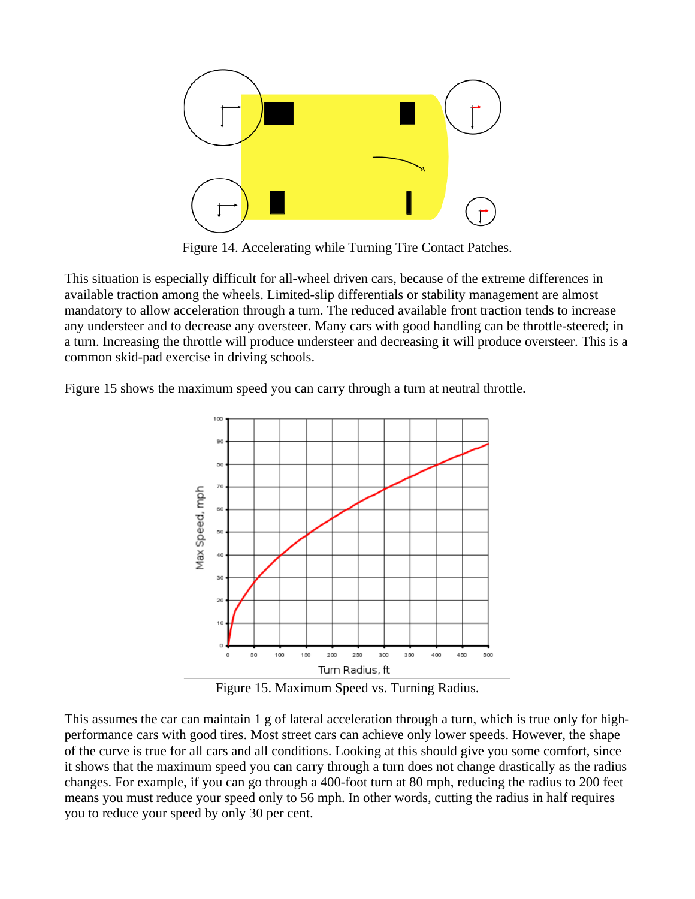Figure 14. Accelerating while Turning Tire Contact Patches.

This situation is especially difficult for all-wheel driven cars, because of the extreme differences in available traction among the wheels. Limited-slip differentials or stability management are almost mandatory to allow acceleration through a turn. The reduced available front traction tends to increase any understeer and to decrease any oversteer. Many cars with good handling can be throttle-steered; in a turn. Increasing the throttle will produce understeer and decreasing it will produce oversteer. This is a common skid-pad exercise in driving schools.

Figure 15 shows the maximum speed you can carry through a turn at neutral throttle.

Figure 15. Maximum Speed vs. Turning Radius.

This assumes the car can maintain 1 g of lateral acceleration through a turn, which is true only for high-performance cars with good tires. Most street cars can achieve only lower speeds. However, the shape of the curve is true for all cars and all conditions. Looking at this should give you some comfort, since it shows that the maximum speed you can carry through a turn does not change drastically as the radius changes. For example, if you can go through a 400-foot turn at 80 mph, reducing the radius to 200 feet means you must reduce your speed only to 56 mph. In other words, cutting the radius in half requires you to reduce your speed by only 30 per cent.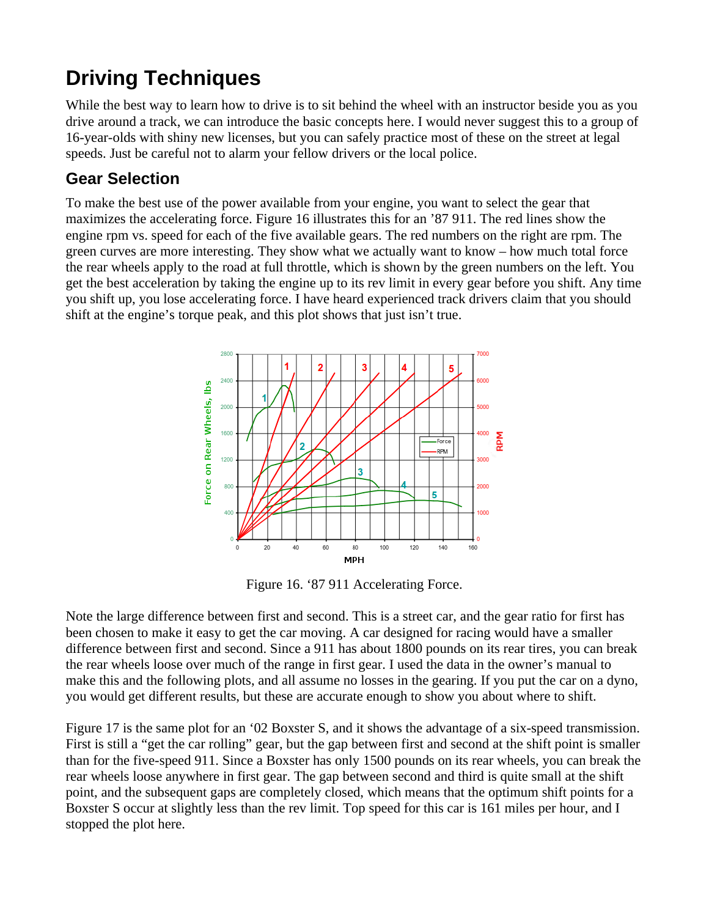# Driving Techniques

While the best way to learn how to drive is to sit behind the wheel with an instructor beside you as you drive around a track, we can introduce the basic concepts here. I would never suggest this to a group of 16-year-olds with shiny new licenses, but you can safely practice most of these on the street at legal speeds. Just be careful not to alarm your fellow drivers or the local police.

## Gear Selection

To make the best use of the power available from your engine, you want to select the gear that maximizes the accelerating force. Figure 16 illustrates this for an '87 911. The red lines show the engine rpm vs. speed for each of the five available gears. The red numbers on the right are rpm. The green curves are more interesting. They show what we actually want to know – how much total force the rear wheels apply to the road at full throttle, which is shown by the green numbers on the left. You get the best acceleration by taking the engine up to its rev limit in every gear before you shift. Any time you shift up, you lose accelerating force. I have heard experienced track drivers claim that you should shift at the engine's torque peak, and this plot shows that just isn't true.

Figure 16. '87 911 Accelerating Force.

Note the large difference between first and second. This is a street car, and the gear ratio for first has been chosen to make it easy to get the car moving. A car designed for racing would have a smaller difference between first and second. Since a 911 has about 1800 pounds on its rear tires, you can break the rear wheels loose over much of the range in first gear. I used the data in the owner's manual to make this and the following plots, and all assume no losses in the gearing. If you put the car on a dyno, you would get different results, but these are accurate enough to show you about where to shift.

Figure 17 is the same plot for an '02 Boxster S, and it shows the advantage of a six-speed transmission. First is still a "get the car rolling" gear, but the gap between first and second at the shift point is smaller than for the five-speed 911. Since a Boxster has only 1500 pounds on its rear wheels, you can break the rear wheels loose anywhere in first gear. The gap between second and third is quite small at the shift point, and the subsequent gaps are completely closed, which means that the optimum shift points for a Boxster S occur at slightly less than the rev limit. Top speed for this car is 161 miles per hour, and I stopped the plot here.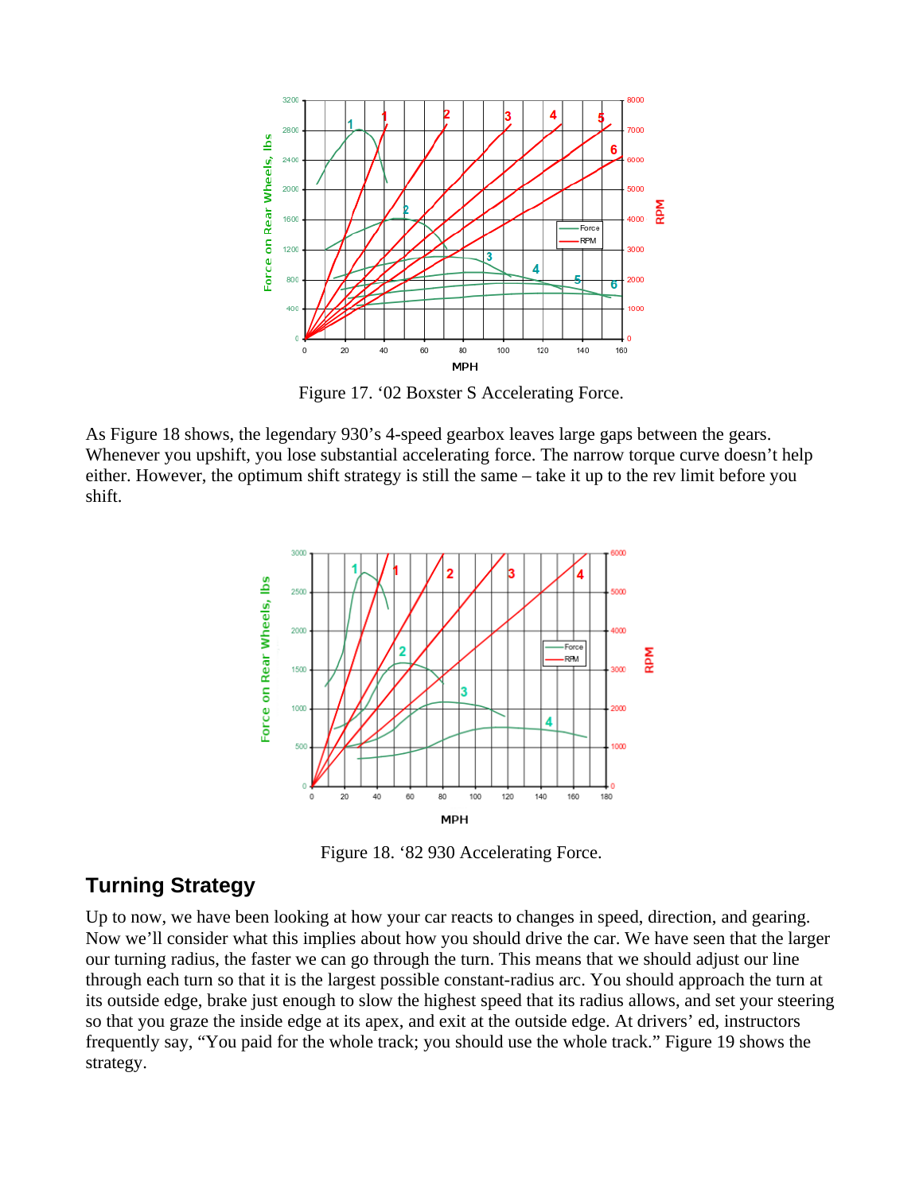Figure 17. ‘02 Boxster S Accelerating Force.

As Figure 18 shows, the legendary 930’s 4-speed gearbox leaves large gaps between the gears. Whenever you upshift, you lose substantial accelerating force. The narrow torque curve doesn’t help either. However, the optimum shift strategy is still the same – take it up to the rev limit before you shift.

Figure 18. ‘82 930 Accelerating Force.

## Turning Strategy

Up to now, we have been looking at how your car reacts to changes in speed, direction, and gearing. Now we’ll consider what this implies about how you should drive the car. We have seen that the larger our turning radius, the faster we can go through the turn. This means that we should adjust our line through each turn so that it is the largest possible constant-radius arc. You should approach the turn at its outside edge, brake just enough to slow the highest speed that its radius allows, and set your steering so that you graze the inside edge at its apex, and exit at the outside edge. At drivers’ ed, instructors frequently say, “You paid for the whole track; you should use the whole track.” Figure 19 shows the strategy.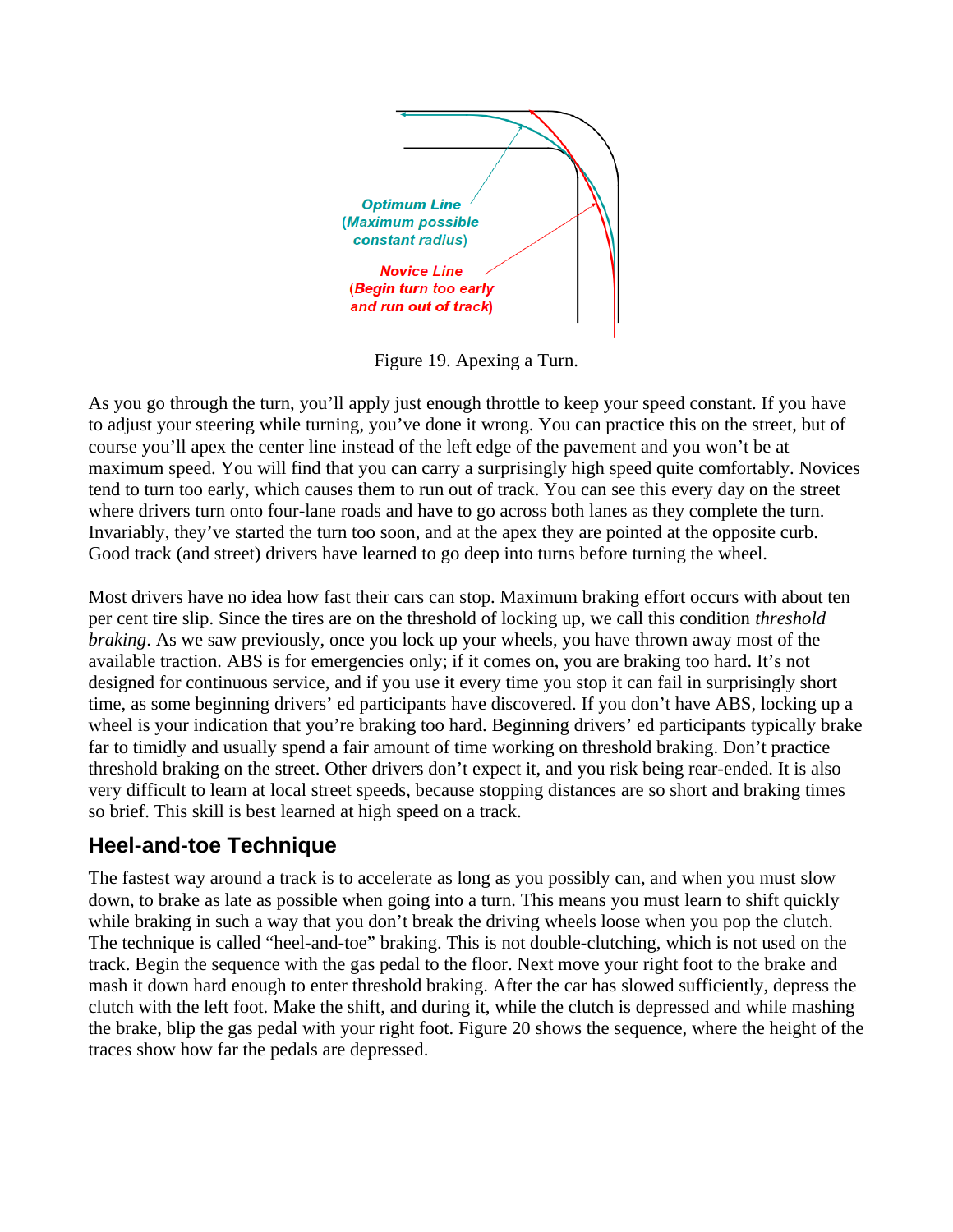Optimum Line (Maximum possible constant radius)

Novice Line (Begin turn too early and run out of track)

Figure 19. Apexing a Turn.

As you go through the turn, you'll apply just enough throttle to keep your speed constant. If you have to adjust your steering while turning, you've done it wrong. You can practice this on the street, but of course you'll apex the center line instead of the left edge of the pavement and you won't be at maximum speed. You will find that you can carry a surprisingly high speed quite comfortably. Novices tend to turn too early, which causes them to run out of track. You can see this every day on the street where drivers turn onto four-lane roads and have to go across both lanes as they complete the turn. Invariably, they've started the turn too soon, and at the apex they are pointed at the opposite curb. Good track (and street) drivers have learned to go deep into turns before turning the wheel.

Most drivers have no idea how fast their cars can stop. Maximum braking effort occurs with about ten per cent tire slip. Since the tires are on the threshold of locking up, we call this condition *threshold braking*. As we saw previously, once you lock up your wheels, you have thrown away most of the available traction. ABS is for emergencies only; if it comes on, you are braking too hard. It's not designed for continuous service, and if you use it every time you stop it can fail in surprisingly short time, as some beginning drivers' ed participants have discovered. If you don't have ABS, locking up a wheel is your indication that you're braking too hard. Beginning drivers' ed participants typically brake far to timidly and usually spend a fair amount of time working on threshold braking. Don't practice threshold braking on the street. Other drivers don't expect it, and you risk being rear-ended. It is also very difficult to learn at local street speeds, because stopping distances are so short and braking times so brief. This skill is best learned at high speed on a track.

## Heel-and-toe Technique

The fastest way around a track is to accelerate as long as you possibly can, and when you must slow down, to brake as late as possible when going into a turn. This means you must learn to shift quickly while braking in such a way that you don't break the driving wheels loose when you pop the clutch. The technique is called "heel-and-toe" braking. This is not double-clutching, which is not used on the track. Begin the sequence with the gas pedal to the floor. Next move your right foot to the brake and mash it down hard enough to enter threshold braking. After the car has slowed sufficiently, depress the clutch with the left foot. Make the shift, and during it, while the clutch is depressed and while mashing the brake, blip the gas pedal with your right foot. Figure 20 shows the sequence, where the height of the traces show how far the pedals are depressed.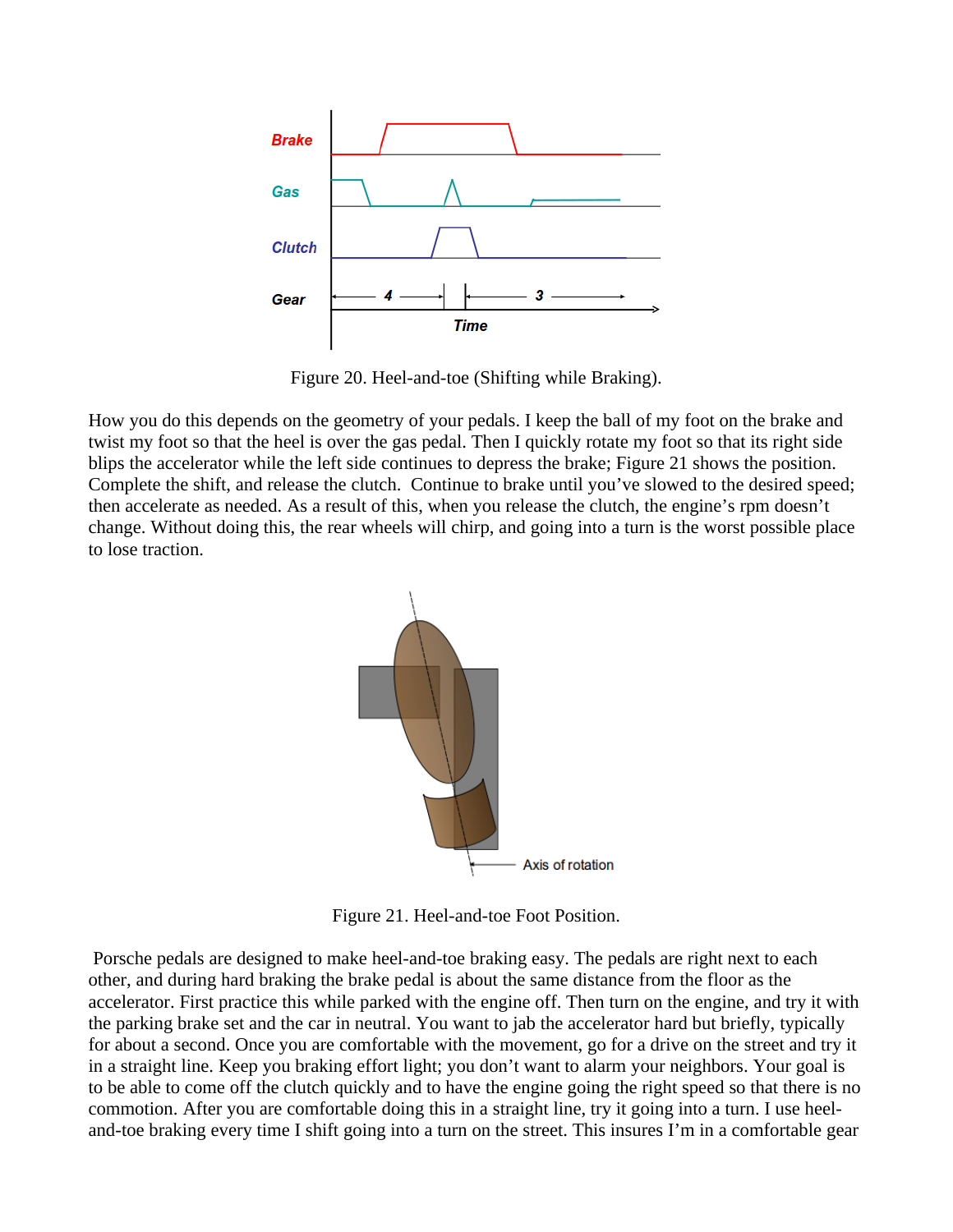Figure 20. Heel-and-toe (Shifting while Braking).

How you do this depends on the geometry of your pedals. I keep the ball of my foot on the brake and twist my foot so that the heel is over the gas pedal. Then I quickly rotate my foot so that its right side blips the accelerator while the left side continues to depress the brake; Figure 21 shows the position. Complete the shift, and release the clutch. Continue to brake until you've slowed to the desired speed; then accelerate as needed. As a result of this, when you release the clutch, the engine's rpm doesn't change. Without doing this, the rear wheels will chirp, and going into a turn is the worst possible place to lose traction.

Figure 21. Heel-and-toe Foot Position.

Porsche pedals are designed to make heel-and-toe braking easy. The pedals are right next to each other, and during hard braking the brake pedal is about the same distance from the floor as the accelerator. First practice this while parked with the engine off. Then turn on the engine, and try it with the parking brake set and the car in neutral. You want to jab the accelerator hard but briefly, typically for about a second. Once you are comfortable with the movement, go for a drive on the street and try it in a straight line. Keep you braking effort light; you don't want to alarm your neighbors. Your goal is to be able to come off the clutch quickly and to have the engine going the right speed so that there is no commotion. After you are comfortable doing this in a straight line, try it going into a turn. I use heel-and-toe braking every time I shift going into a turn on the street. This insures I'm in a comfortable gear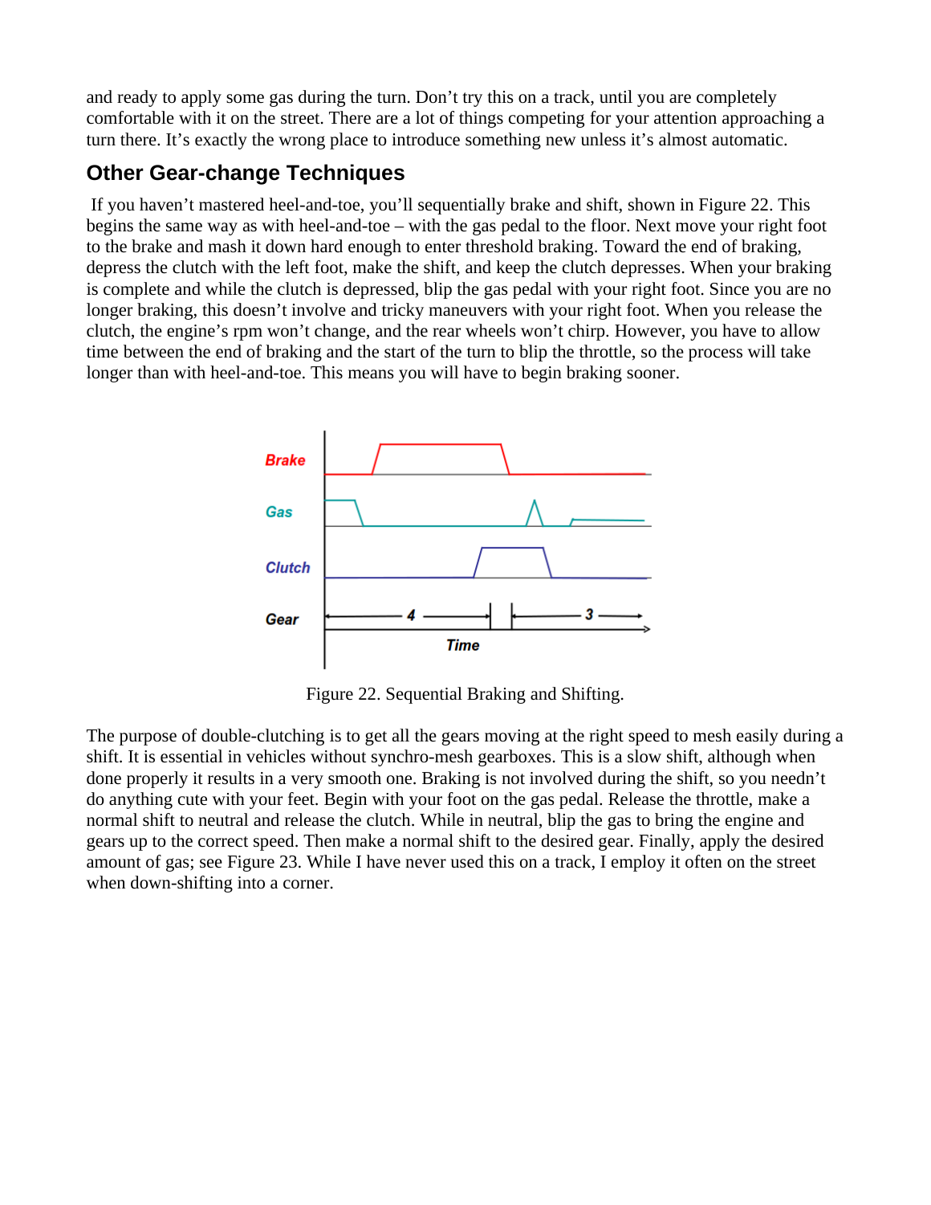and ready to apply some gas during the turn. Don't try this on a track, until you are completely comfortable with it on the street. There are a lot of things competing for your attention approaching a turn there. It's exactly the wrong place to introduce something new unless it's almost automatic.

## Other Gear-change Techniques

If you haven't mastered heel-and-toe, you'll sequentially brake and shift, shown in Figure 22. This begins the same way as with heel-and-toe – with the gas pedal to the floor. Next move your right foot to the brake and mash it down hard enough to enter threshold braking. Toward the end of braking, depress the clutch with the left foot, make the shift, and keep the clutch depresses. When your braking is complete and while the clutch is depressed, blip the gas pedal with your right foot. Since you are no longer braking, this doesn't involve and tricky maneuvers with your right foot. When you release the clutch, the engine's rpm won't change, and the rear wheels won't chirp. However, you have to allow time between the end of braking and the start of the turn to blip the throttle, so the process will take longer than with heel-and-toe. This means you will have to begin braking sooner.

Figure 22. Sequential Braking and Shifting.

The purpose of double-clutching is to get all the gears moving at the right speed to mesh easily during a shift. It is essential in vehicles without synchro-mesh gearboxes. This is a slow shift, although when done properly it results in a very smooth one. Braking is not involved during the shift, so you needn't do anything cute with your feet. Begin with your foot on the gas pedal. Release the throttle, make a normal shift to neutral and release the clutch. While in neutral, blip the gas to bring the engine and gears up to the correct speed. Then make a normal shift to the desired gear. Finally, apply the desired amount of gas; see Figure 23. While I have never used this on a track, I employ it often on the street when down-shifting into a corner.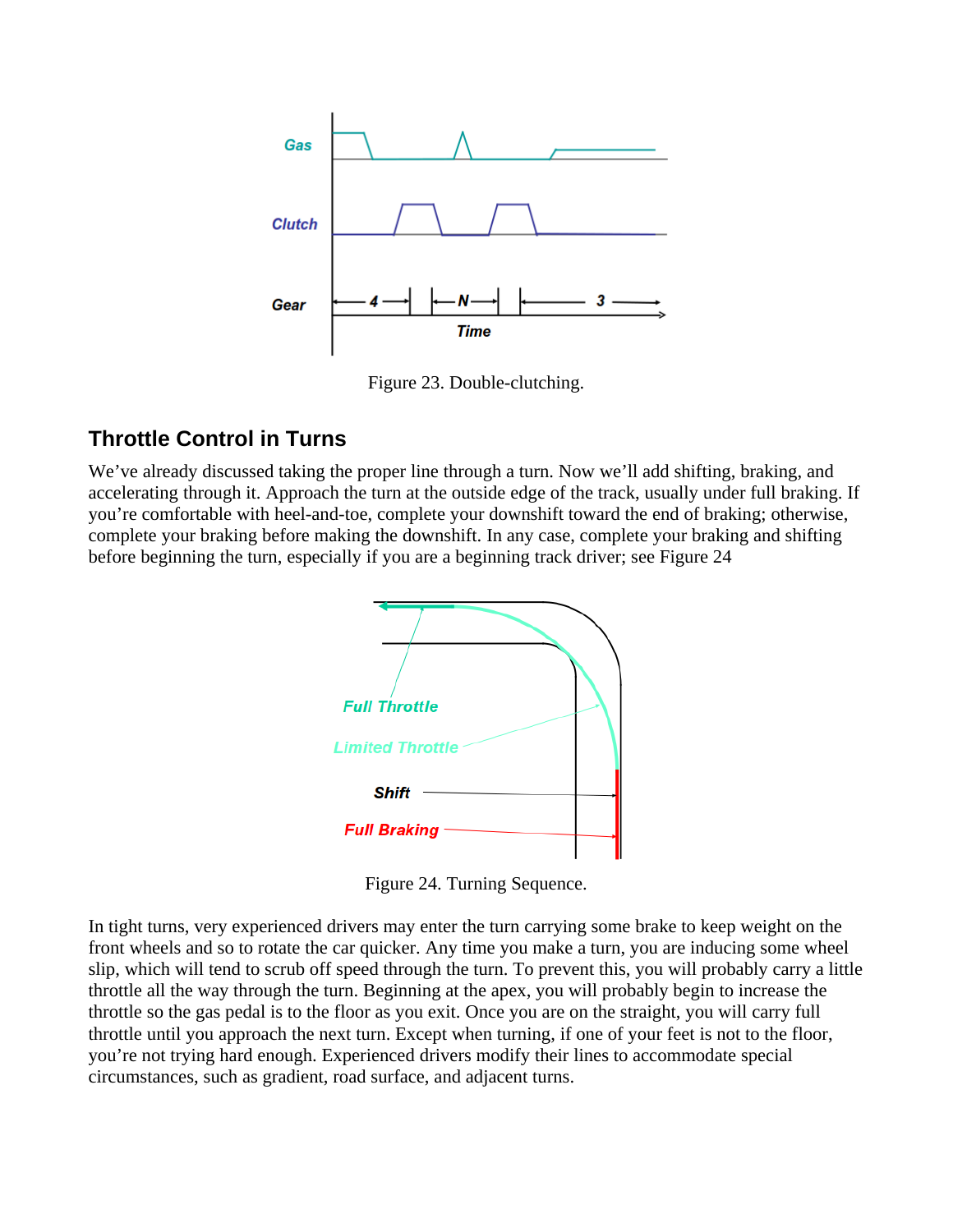Figure 23. Double-clutching.

## Throttle Control in Turns

We've already discussed taking the proper line through a turn. Now we'll add shifting, braking, and accelerating through it. Approach the turn at the outside edge of the track, usually under full braking. If you're comfortable with heel-and-toe, complete your downshift toward the end of braking; otherwise, complete your braking before making the downshift. In any case, complete your braking and shifting before beginning the turn, especially if you are a beginning track driver; see Figure 24

Figure 24. Turning Sequence.

In tight turns, very experienced drivers may enter the turn carrying some brake to keep weight on the front wheels and so to rotate the car quicker. Any time you make a turn, you are inducing some wheel slip, which will tend to scrub off speed through the turn. To prevent this, you will probably carry a little throttle all the way through the turn. Beginning at the apex, you will probably begin to increase the throttle so the gas pedal is to the floor as you exit. Once you are on the straight, you will carry full throttle until you approach the next turn. Except when turning, if one of your feet is not to the floor, you're not trying hard enough. Experienced drivers modify their lines to accommodate special circumstances, such as gradient, road surface, and adjacent turns.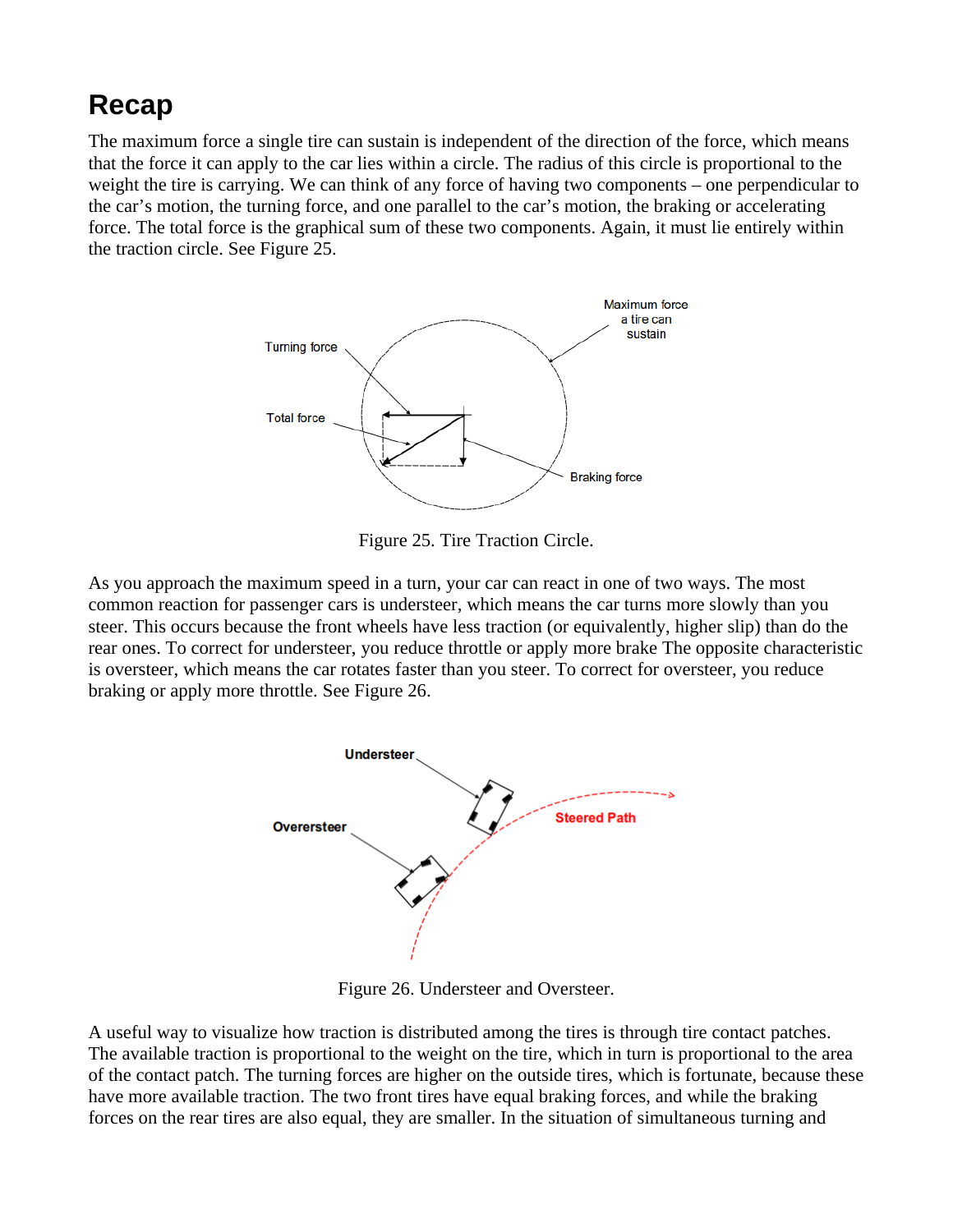## Recap

The maximum force a single tire can sustain is independent of the direction of the force, which means that the force it can apply to the car lies within a circle. The radius of this circle is proportional to the weight the tire is carrying. We can think of any force of having two components – one perpendicular to the car's motion, the turning force, and one parallel to the car's motion, the braking or accelerating force. The total force is the graphical sum of these two components. Again, it must lie entirely within the traction circle. See Figure 25.

Figure 25. Tire Traction Circle.

As you approach the maximum speed in a turn, your car can react in one of two ways. The most common reaction for passenger cars is understeer, which means the car turns more slowly than you steer. This occurs because the front wheels have less traction (or equivalently, higher slip) than do the rear ones. To correct for understeer, you reduce throttle or apply more brake The opposite characteristic is oversteer, which means the car rotates faster than you steer. To correct for oversteer, you reduce braking or apply more throttle. See Figure 26.

Figure 26. Understeer and Oversteer.

A useful way to visualize how traction is distributed among the tires is through tire contact patches. The available traction is proportional to the weight on the tire, which in turn is proportional to the area of the contact patch. The turning forces are higher on the outside tires, which is fortunate, because these have more available traction. The two front tires have equal braking forces, and while the braking forces on the rear tires are also equal, they are smaller. In the situation of simultaneous turning and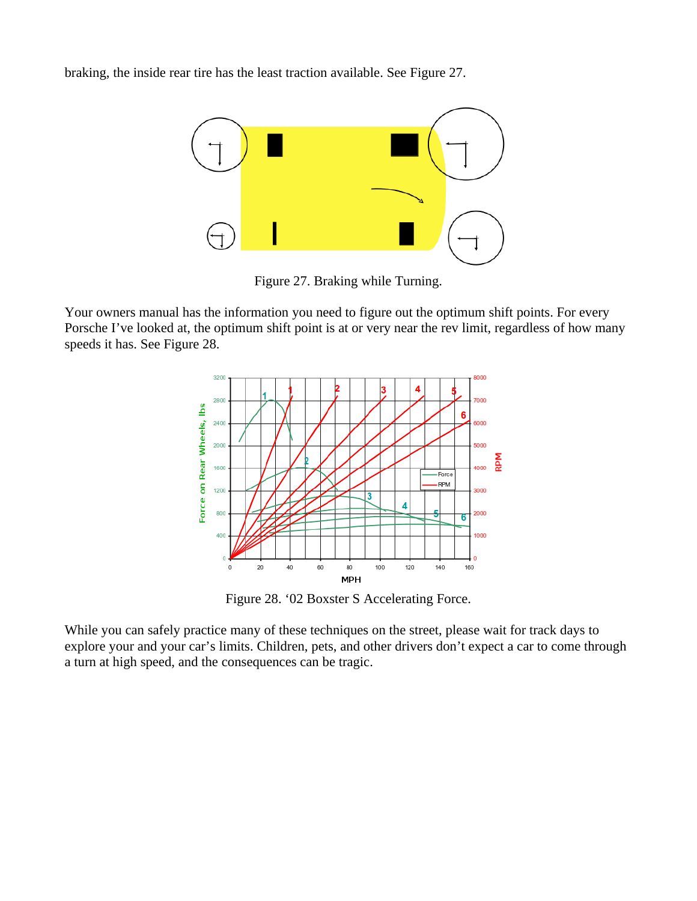braking, the inside rear tire has the least traction available. See Figure 27.

Figure 27. Braking while Turning.

Your owners manual has the information you need to figure out the optimum shift points. For every Porsche I've looked at, the optimum shift point is at or very near the rev limit, regardless of how many speeds it has. See Figure 28.

Figure 28. '02 Boxster S Accelerating Force.

While you can safely practice many of these techniques on the street, please wait for track days to explore your and your car's limits. Children, pets, and other drivers don't expect a car to come through a turn at high speed, and the consequences can be tragic.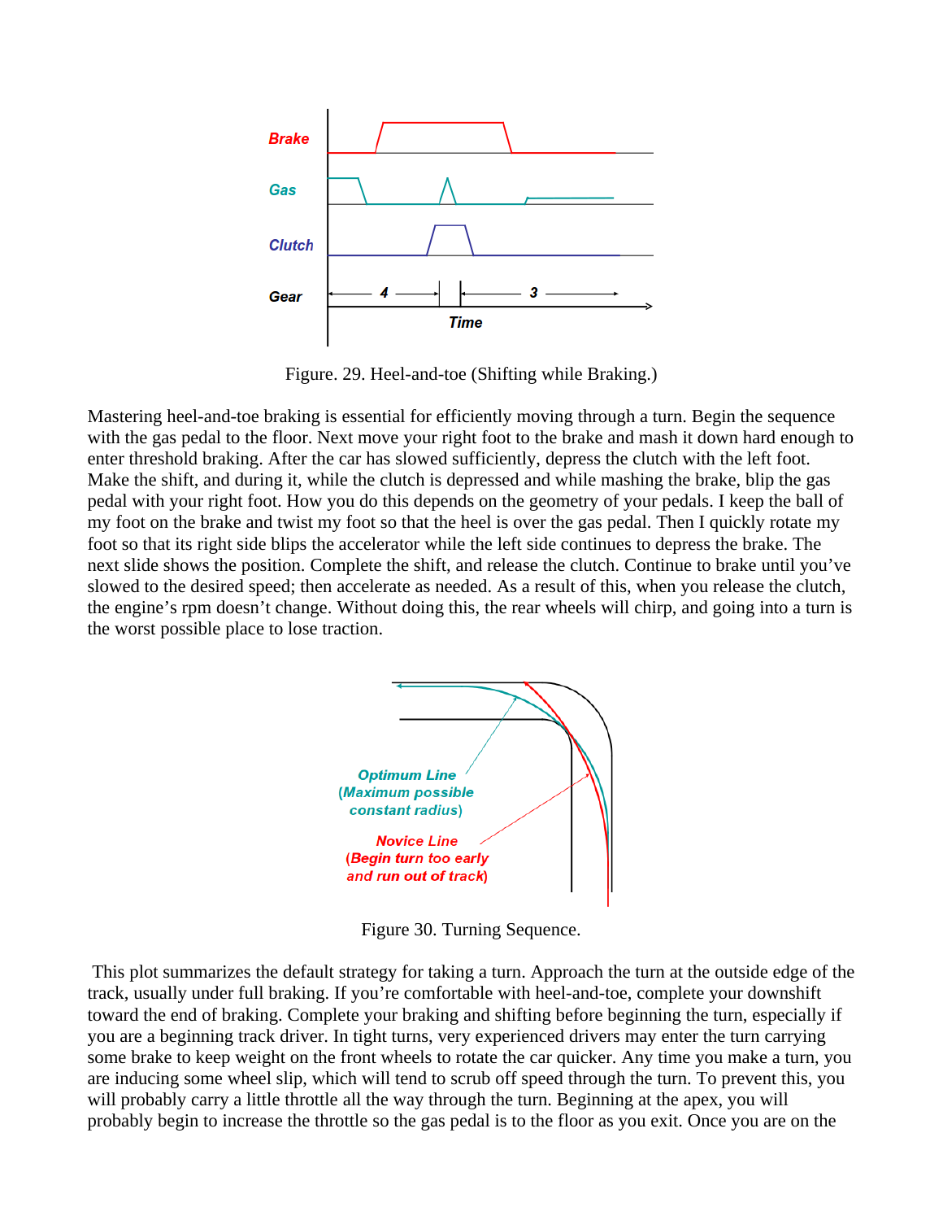Figure. 29. Heel-and-toe (Shifting while Braking.)

Mastering heel-and-toe braking is essential for efficiently moving through a turn. Begin the sequence with the gas pedal to the floor. Next move your right foot to the brake and mash it down hard enough to enter threshold braking. After the car has slowed sufficiently, depress the clutch with the left foot. Make the shift, and during it, while the clutch is depressed and while mashing the brake, blip the gas pedal with your right foot. How you do this depends on the geometry of your pedals. I keep the ball of my foot on the brake and twist my foot so that the heel is over the gas pedal. Then I quickly rotate my foot so that its right side blips the accelerator while the left side continues to depress the brake. The next slide shows the position. Complete the shift, and release the clutch. Continue to brake until you've slowed to the desired speed; then accelerate as needed. As a result of this, when you release the clutch, the engine's rpm doesn't change. Without doing this, the rear wheels will chirp, and going into a turn is the worst possible place to lose traction.

Figure 30. Turning Sequence.

This plot summarizes the default strategy for taking a turn. Approach the turn at the outside edge of the track, usually under full braking. If you're comfortable with heel-and-toe, complete your downshift toward the end of braking. Complete your braking and shifting before beginning the turn, especially if you are a beginning track driver. In tight turns, very experienced drivers may enter the turn carrying some brake to keep weight on the front wheels to rotate the car quicker. Any time you make a turn, you are inducing some wheel slip, which will tend to scrub off speed through the turn. To prevent this, you will probably carry a little throttle all the way through the turn. Beginning at the apex, you will probably begin to increase the throttle so the gas pedal is to the floor as you exit. Once you are on the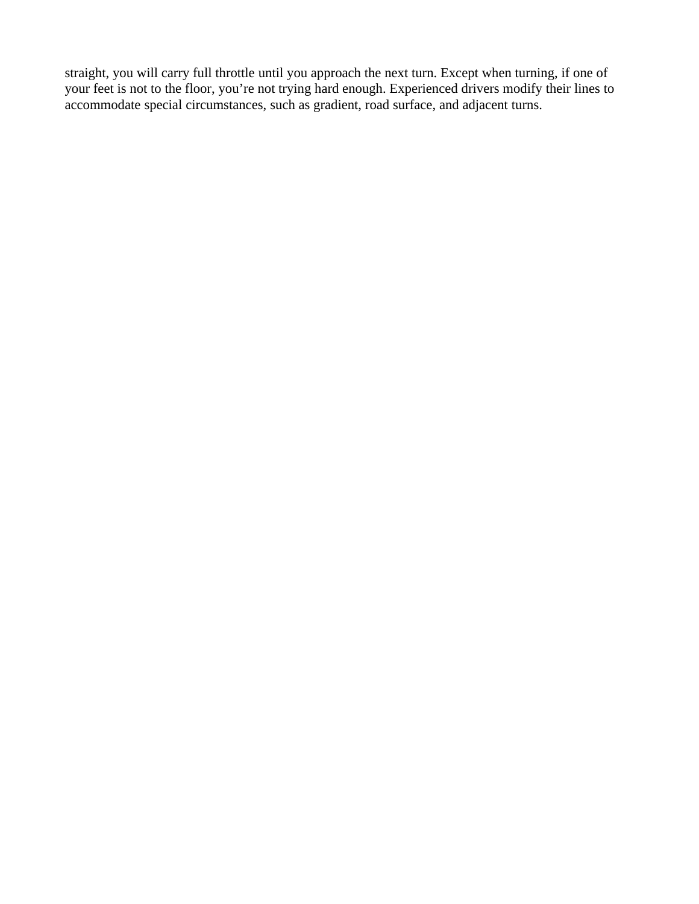straight, you will carry full throttle until you approach the next turn. Except when turning, if one of your feet is not to the floor, you’re not trying hard enough. Experienced drivers modify their lines to accommodate special circumstances, such as gradient, road surface, and adjacent turns.